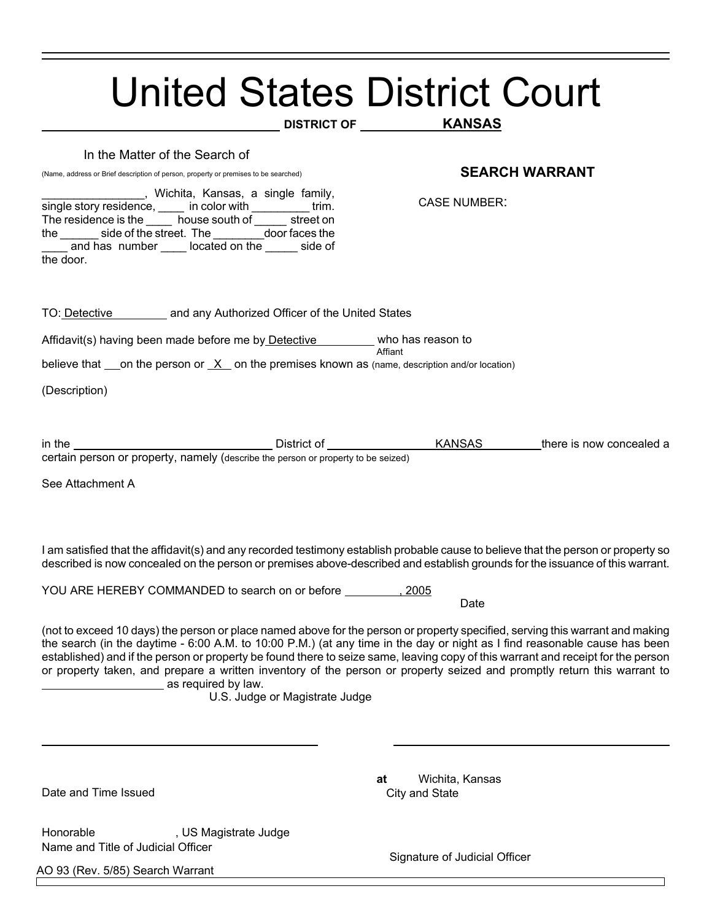# United States District Court

\_\_\_\_\_\_\_\_\_\_\_\_\_\_\_\_\_\_\_\_\_\_\_\_\_\_\_\_\_\_ **DISTRICT OF** \_\_\_\_\_\_\_\_\_\_ **KANSAS**

In the Matter of the Search of

(Name, address or Brief description of person, property or premises to be searched)

\_\_\_\_\_\_\_\_\_\_\_\_\_\_\_\_, Wichita, Kansas, a single family, single story residence, \_\_\_\_ in color with \_\_\_\_\_\_\_\_\_ trim. The residence is the \_\_\_\_ house south of \_\_\_\_\_ street on the \_\_\_\_\_\_ side of the street. The \_\_\_\_\_\_\_\_door faces the \_\_\_\_ and has number \_\_\_\_ located on the \_\_\_\_\_ side of the door.

**SEARCH WARRANT**

CASE NUMBER:

TO: Detective \_\_\_\_\_\_\_\_\_ and any Authorized Officer of the United States

Affidavit(s) having been made before me by Detective \_\_\_\_\_\_\_\_\_ who has reason to
Affiant

believe that \_\_\_on the person or \_X\_ on the premises known as (name, description and/or location)

(Description)

in the \_\_\_\_\_\_\_\_\_\_\_\_\_\_\_\_\_\_\_\_\_\_\_\_\_\_\_\_\_\_ District of \_\_\_\_\_\_\_\_\_\_\_\_\_\_\_\_ KANSAS \_\_\_\_\_\_\_\_\_ there is now concealed a certain person or property, namely (describe the person or property to be seized)

See Attachment A

I am satisfied that the affidavit(s) and any recorded testimony establish probable cause to believe that the person or property so described is now concealed on the person or premises above-described and establish grounds for the issuance of this warrant.

YOU ARE HEREBY COMMANDED to search on or before \_\_\_\_\_\_\_\_\_, 2005
Date

(not to exceed 10 days) the person or place named above for the person or property specified, serving this warrant and making the search (in the daytime - 6:00 A.M. to 10:00 P.M.) (at any time in the day or night as I find reasonable cause has been established) and if the person or property be found there to seize same, leaving copy of this warrant and receipt for the person or property taken, and prepare a written inventory of the person or property seized and promptly return this warrant to \_\_\_\_\_\_\_\_\_\_\_\_\_\_\_\_\_\_\_ as required by law.
U.S. Judge or Magistrate Judge

\_\_\_\_\_\_\_\_\_\_\_\_\_\_\_\_\_\_\_\_\_\_\_\_\_\_\_\_\_\_\_\_\_\_\_\_\_\_\_\_ **at** Wichita, Kansas
Date and Time Issued City and State

Honorable \_\_\_\_\_\_\_\_\_\_\_\_, US Magistrate Judge
Name and Title of Judicial Officer

\_\_\_\_\_\_\_\_\_\_\_\_\_\_\_\_\_\_\_\_\_\_\_\_\_\_\_\_\_\_\_\_\_\_\_\_\_\_\_\_
Signature of Judicial Officer

AO 93 (Rev. 5/85) Search Warrant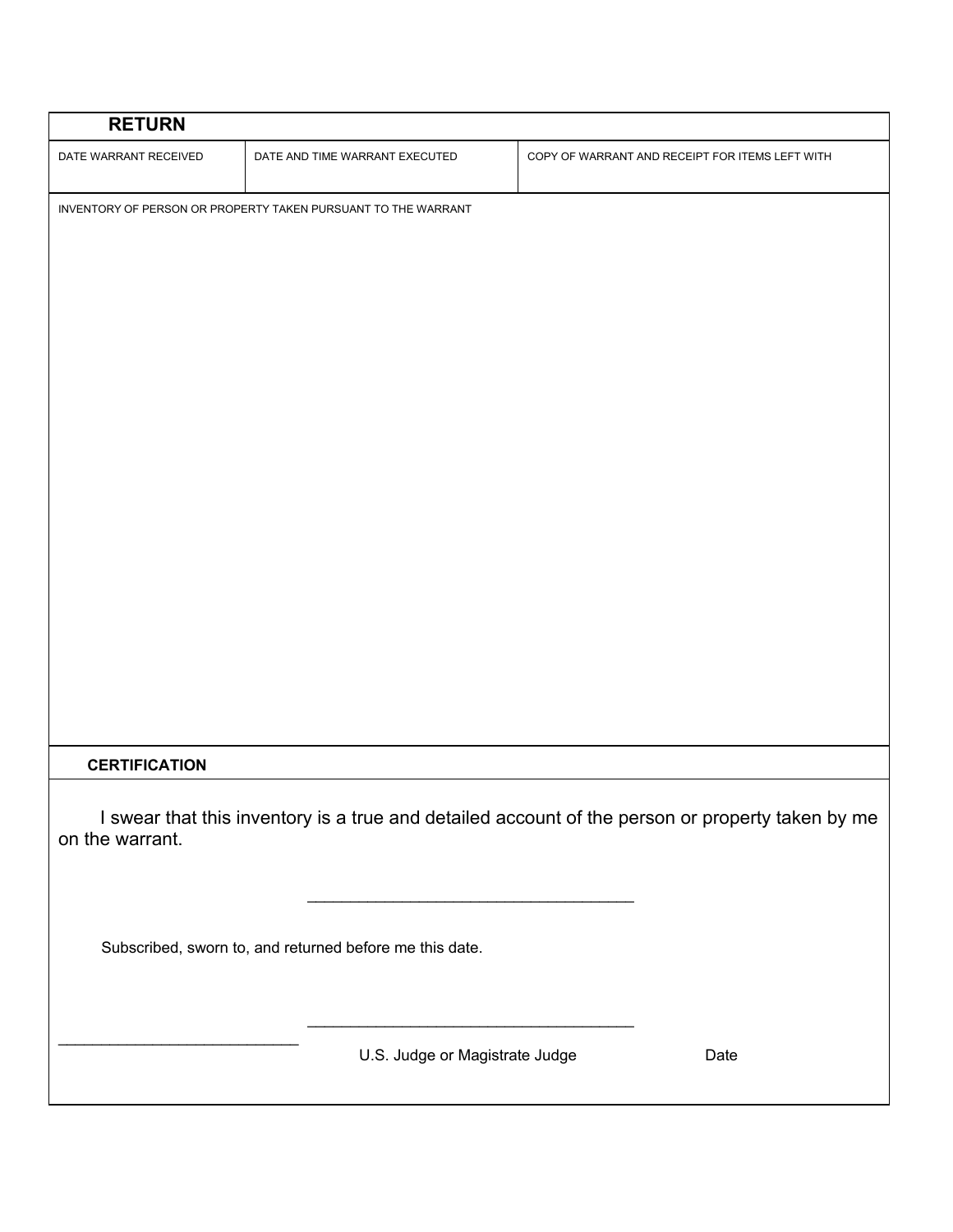## RETURN

| DATE WARRANT RECEIVED | DATE AND TIME WARRANT EXECUTED | COPY OF WARRANT AND RECEIPT FOR ITEMS LEFT WITH |
|---|---|---|
| | | |

INVENTORY OF PERSON OR PROPERTY TAKEN PURSUANT TO THE WARRANT

## CERTIFICATION

I swear that this inventory is a true and detailed account of the person or property taken by me on the warrant.

\_\_\_\_\_\_\_\_\_\_\_\_\_\_\_\_\_\_\_\_\_\_\_\_\_\_\_\_\_\_\_\_\_\_\_\_

Subscribed, sworn to, and returned before me this date.

\_\_\_\_\_\_\_\_\_\_\_\_\_\_\_\_\_\_\_\_\_\_\_\_\_\_\_\_\_\_\_\_\_\_\_\_

\_\_\_\_\_\_\_\_\_\_\_\_\_\_\_\_\_\_\_\_\_\_\_\_\_\_\_\_ U.S. Judge or Magistrate Judge Date